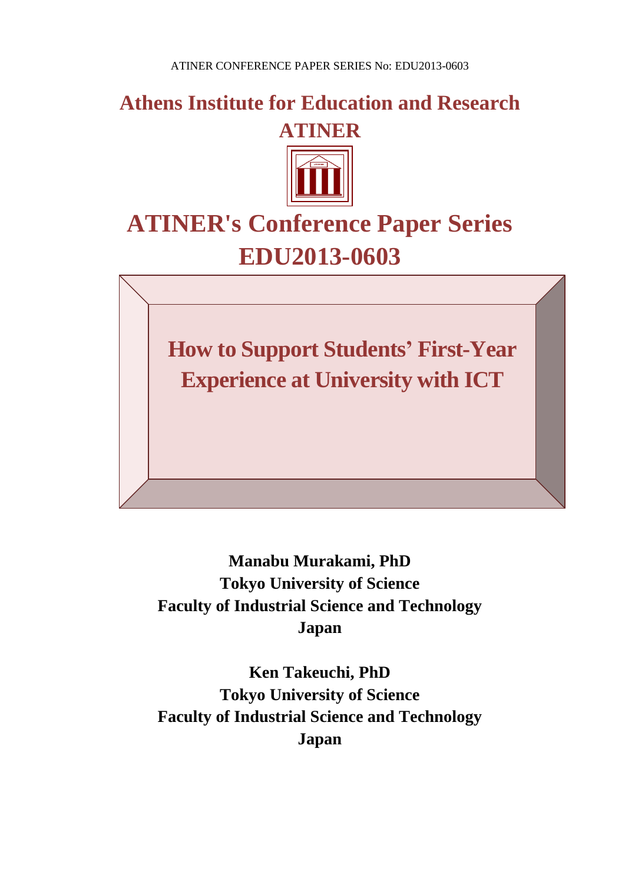ATINER CONFERENCE PAPER SERIES No: EDU2013-0603

# Athens Institute for Education and Research
# ATINER

# ATINER's Conference Paper Series
# EDU2013-0603

## How to Support Students' First-Year Experience at University with ICT

**Manabu Murakami, PhD**
**Tokyo University of Science**
**Faculty of Industrial Science and Technology**
**Japan**

**Ken Takeuchi, PhD**
**Tokyo University of Science**
**Faculty of Industrial Science and Technology**
**Japan**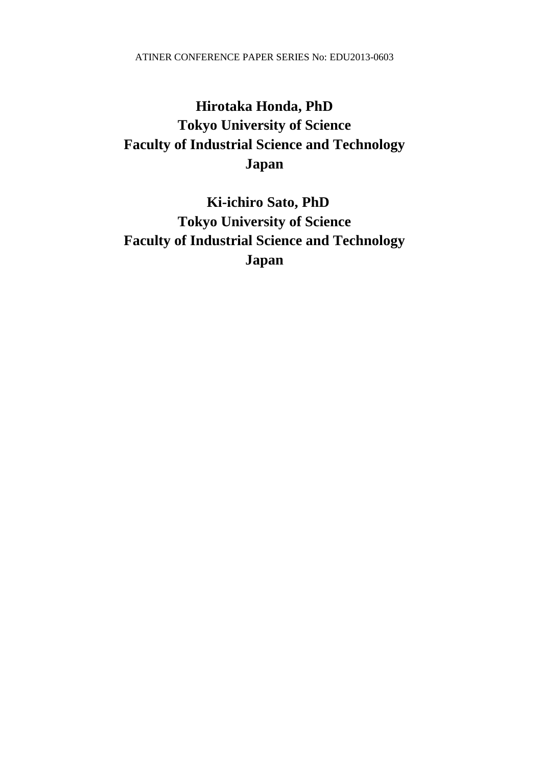**Hirotaka Honda, PhD**
**Tokyo University of Science**
**Faculty of Industrial Science and Technology**
**Japan**

**Ki-ichiro Sato, PhD**
**Tokyo University of Science**
**Faculty of Industrial Science and Technology**
**Japan**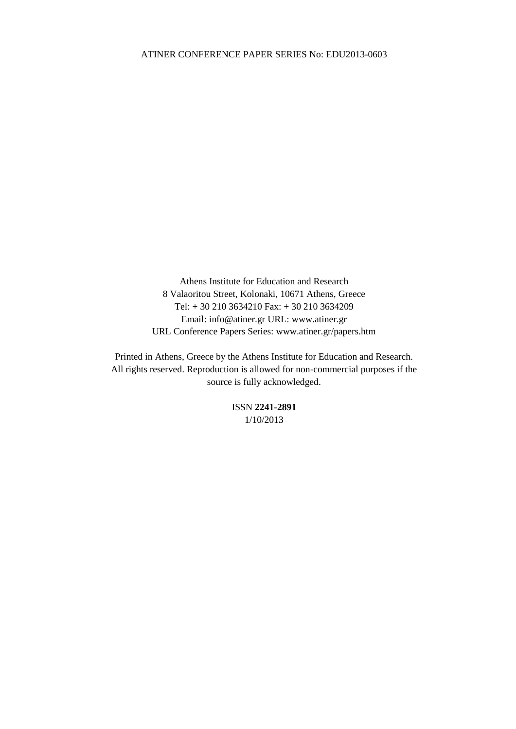Athens Institute for Education and Research
8 Valaoritou Street, Kolonaki, 10671 Athens, Greece
Tel: + 30 210 3634210 Fax: + 30 210 3634209
Email: info@atiner.gr URL: www.atiner.gr
URL Conference Papers Series: www.atiner.gr/papers.htm

Printed in Athens, Greece by the Athens Institute for Education and Research.
All rights reserved. Reproduction is allowed for non-commercial purposes if the source is fully acknowledged.

ISSN **2241-2891**
1/10/2013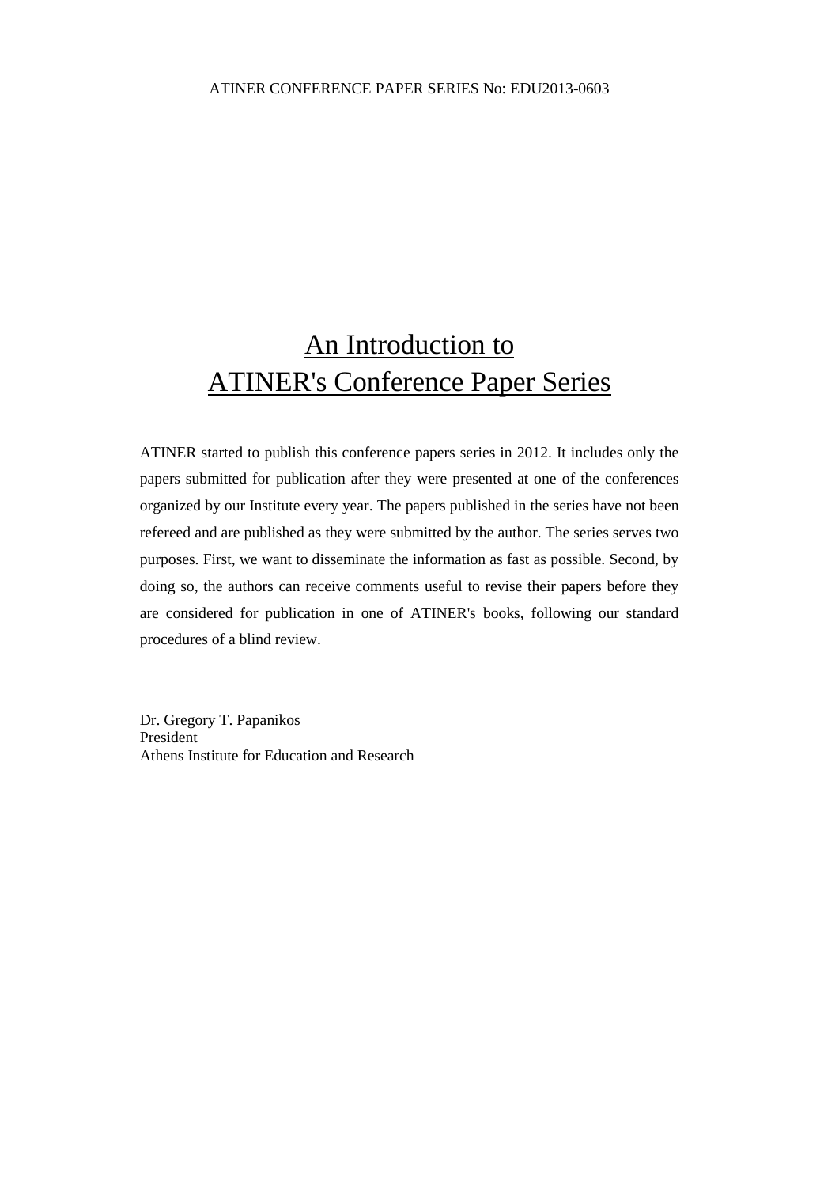# An Introduction to ATINER's Conference Paper Series

ATINER started to publish this conference papers series in 2012. It includes only the papers submitted for publication after they were presented at one of the conferences organized by our Institute every year. The papers published in the series have not been refereed and are published as they were submitted by the author. The series serves two purposes. First, we want to disseminate the information as fast as possible. Second, by doing so, the authors can receive comments useful to revise their papers before they are considered for publication in one of ATINER's books, following our standard procedures of a blind review.

Dr. Gregory T. Papanikos
President
Athens Institute for Education and Research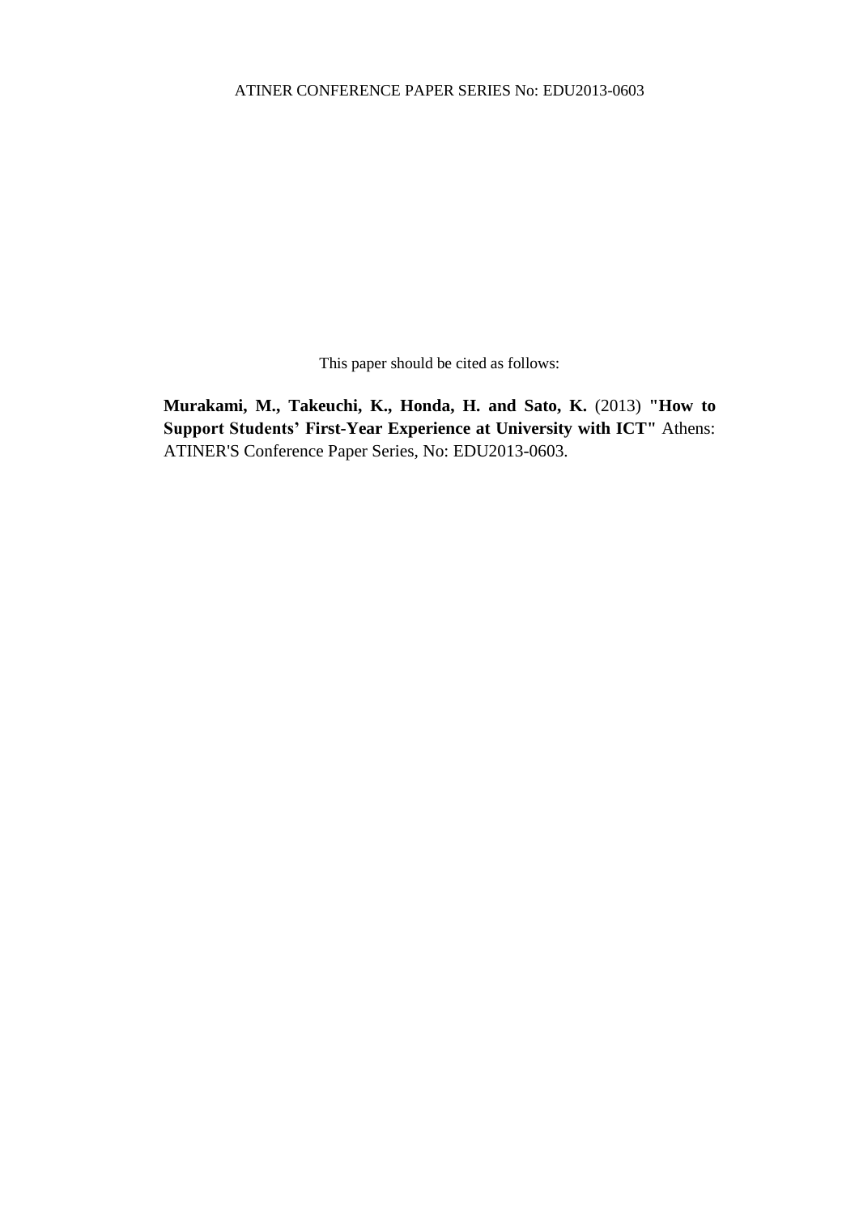This paper should be cited as follows:

**Murakami, M., Takeuchi, K., Honda, H. and Sato, K.** (2013) **"How to Support Students' First-Year Experience at University with ICT"** Athens: ATINER'S Conference Paper Series, No: EDU2013-0603.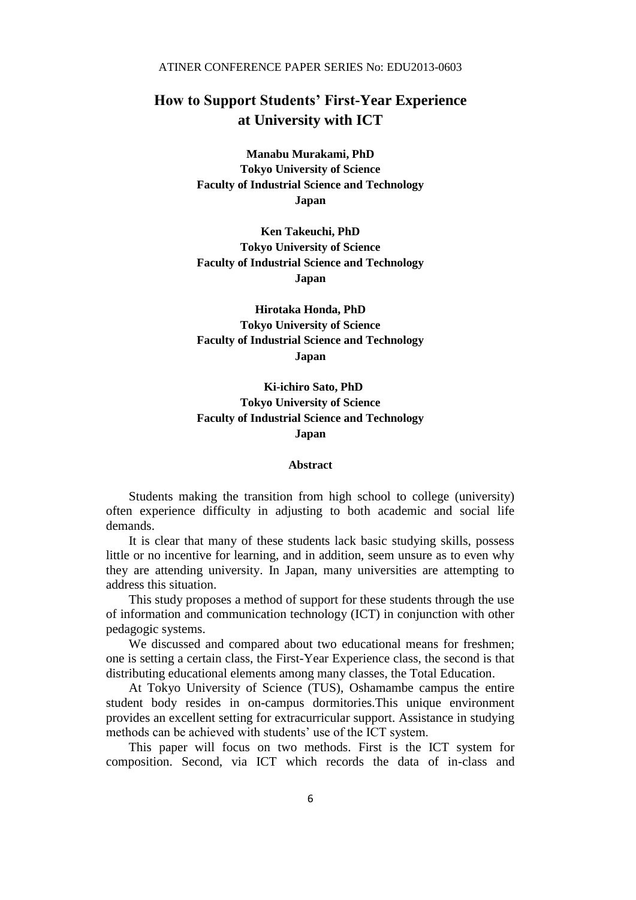# How to Support Students' First-Year Experience at University with ICT

**Manabu Murakami, PhD**
**Tokyo University of Science**
**Faculty of Industrial Science and Technology**
**Japan**

**Ken Takeuchi, PhD**
**Tokyo University of Science**
**Faculty of Industrial Science and Technology**
**Japan**

**Hirotaka Honda, PhD**
**Tokyo University of Science**
**Faculty of Industrial Science and Technology**
**Japan**

**Ki-ichiro Sato, PhD**
**Tokyo University of Science**
**Faculty of Industrial Science and Technology**
**Japan**

## Abstract

Students making the transition from high school to college (university) often experience difficulty in adjusting to both academic and social life demands.

It is clear that many of these students lack basic studying skills, possess little or no incentive for learning, and in addition, seem unsure as to even why they are attending university. In Japan, many universities are attempting to address this situation.

This study proposes a method of support for these students through the use of information and communication technology (ICT) in conjunction with other pedagogic systems.

We discussed and compared about two educational means for freshmen; one is setting a certain class, the First-Year Experience class, the second is that distributing educational elements among many classes, the Total Education.

At Tokyo University of Science (TUS), Oshamambe campus the entire student body resides in on-campus dormitories.This unique environment provides an excellent setting for extracurricular support. Assistance in studying methods can be achieved with students' use of the ICT system.

This paper will focus on two methods. First is the ICT system for composition. Second, via ICT which records the data of in-class and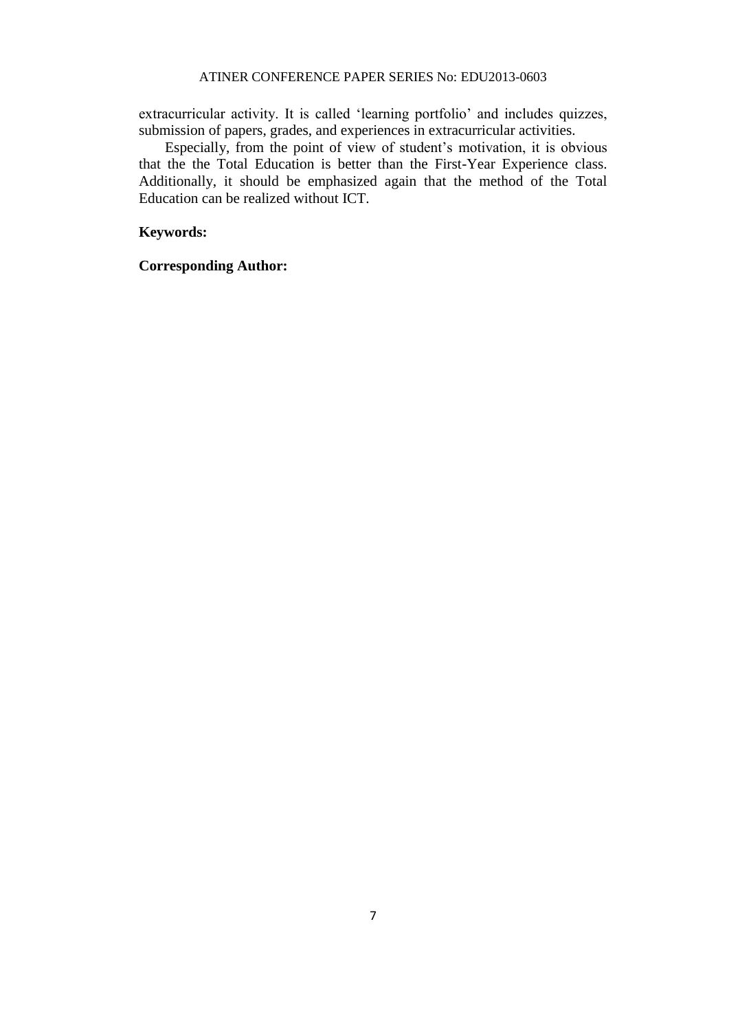extracurricular activity. It is called 'learning portfolio' and includes quizzes, submission of papers, grades, and experiences in extracurricular activities.

Especially, from the point of view of student's motivation, it is obvious that the the Total Education is better than the First-Year Experience class. Additionally, it should be emphasized again that the method of the Total Education can be realized without ICT.

**Keywords:**

**Corresponding Author:**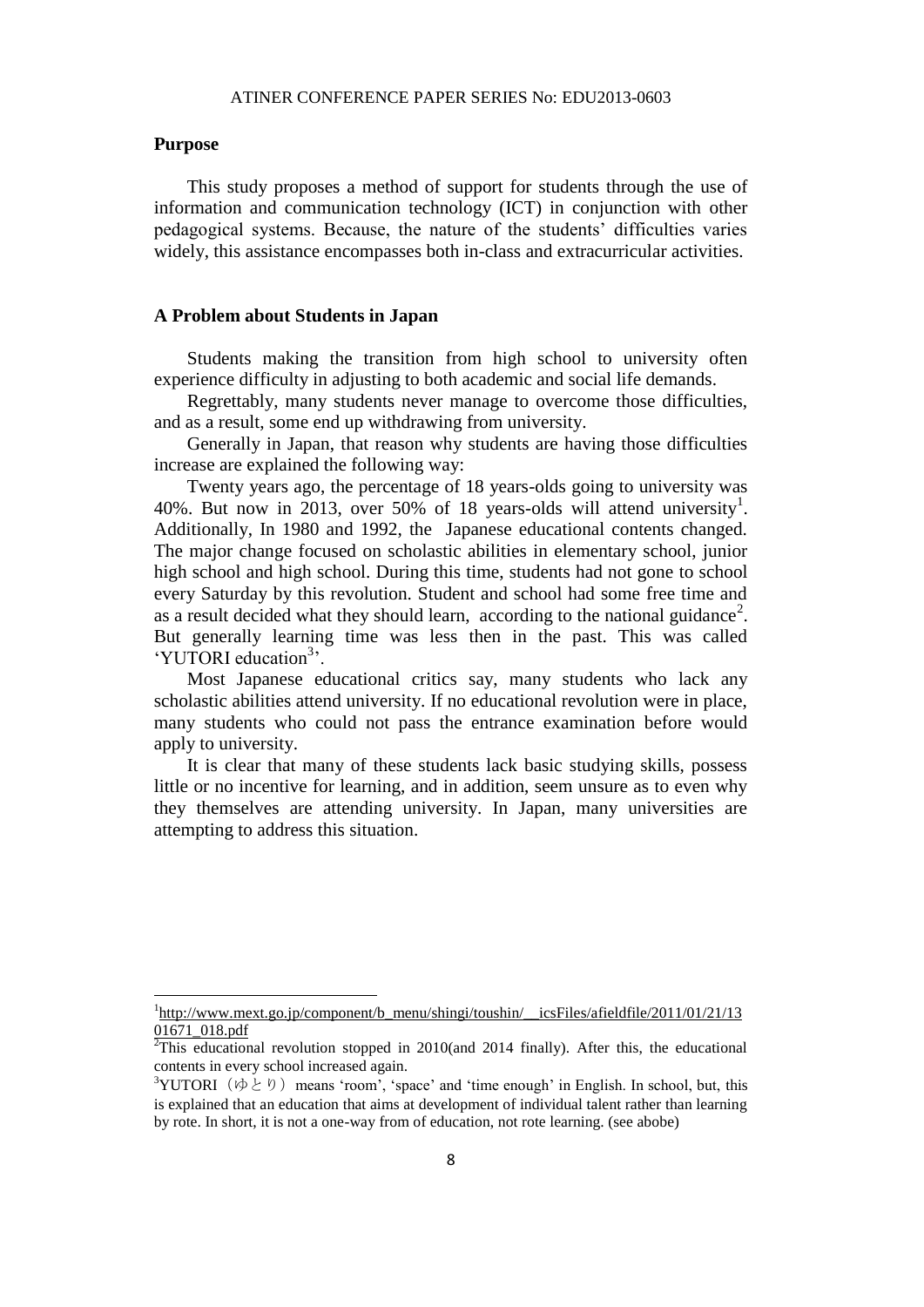## Purpose

This study proposes a method of support for students through the use of information and communication technology (ICT) in conjunction with other pedagogical systems. Because, the nature of the students' difficulties varies widely, this assistance encompasses both in-class and extracurricular activities.

## A Problem about Students in Japan

Students making the transition from high school to university often experience difficulty in adjusting to both academic and social life demands.

Regrettably, many students never manage to overcome those difficulties, and as a result, some end up withdrawing from university.

Generally in Japan, that reason why students are having those difficulties increase are explained the following way:

Twenty years ago, the percentage of 18 years-olds going to university was 40%. But now in 2013, over 50% of 18 years-olds will attend university[1]. Additionally, In 1980 and 1992, the Japanese educational contents changed. The major change focused on scholastic abilities in elementary school, junior high school and high school. During this time, students had not gone to school every Saturday by this revolution. Student and school had some free time and as a result decided what they should learn, according to the national guidance[2]. But generally learning time was less then in the past. This was called 'YUTORI education[3]'.

Most Japanese educational critics say, many students who lack any scholastic abilities attend university. If no educational revolution were in place, many students who could not pass the entrance examination before would apply to university.

It is clear that many of these students lack basic studying skills, possess little or no incentive for learning, and in addition, seem unsure as to even why they themselves are attending university. In Japan, many universities are attempting to address this situation.

---

[1] http://www.mext.go.jp/component/b_menu/shingi/toushin/__icsFiles/afieldfile/2011/01/21/1301671_018.pdf

[2] This educational revolution stopped in 2010(and 2014 finally). After this, the educational contents in every school increased again.

[3] YUTORI（ゆとり）means 'room', 'space' and 'time enough' in English. In school, but, this is explained that an education that aims at development of individual talent rather than learning by rote. In short, it is not a one-way from of education, not rote learning. (see abobe)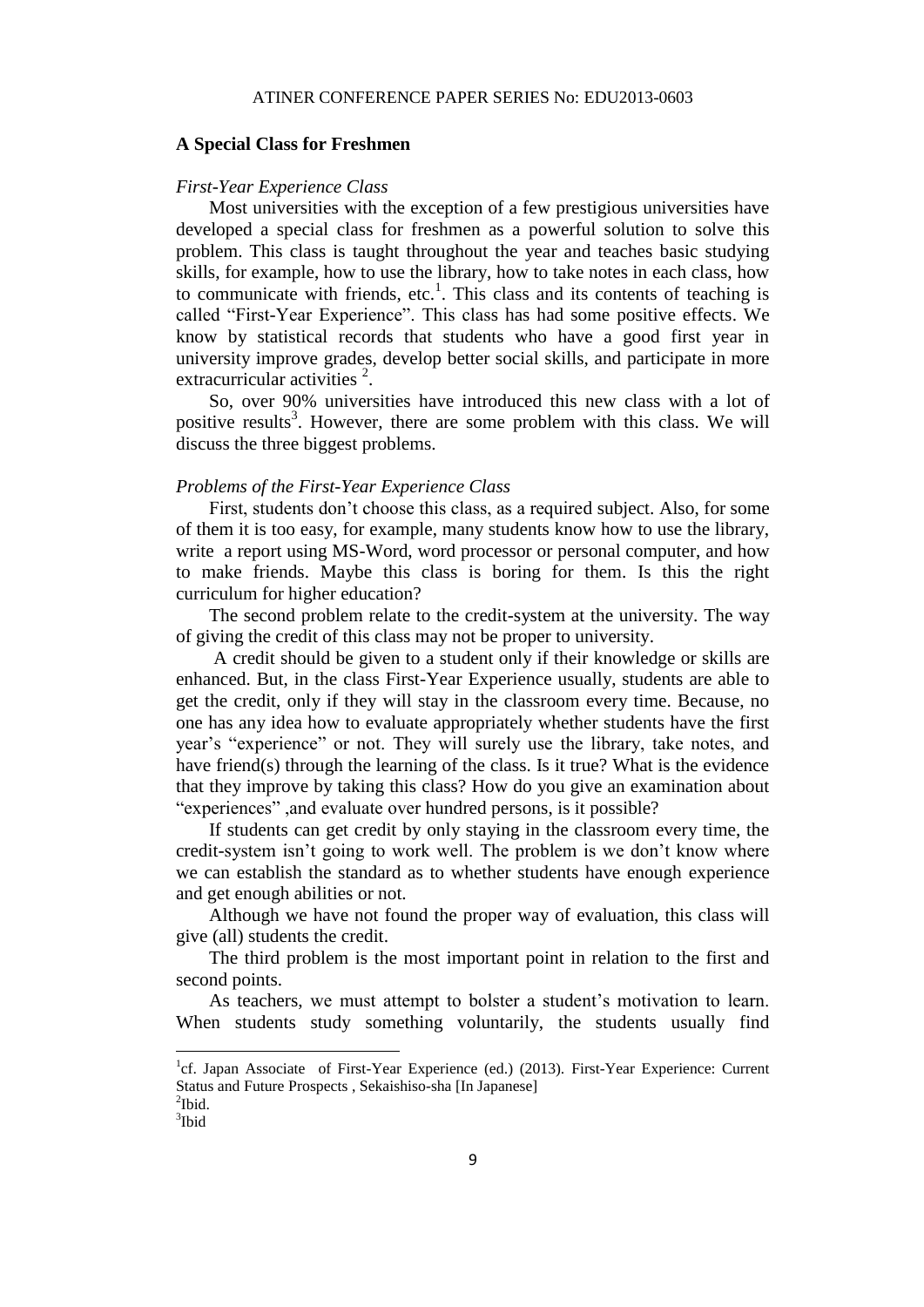## A Special Class for Freshmen

### *First-Year Experience Class*

Most universities with the exception of a few prestigious universities have developed a special class for freshmen as a powerful solution to solve this problem. This class is taught throughout the year and teaches basic studying skills, for example, how to use the library, how to take notes in each class, how to communicate with friends, etc.[1]. This class and its contents of teaching is called "First-Year Experience". This class has had some positive effects. We know by statistical records that students who have a good first year in university improve grades, develop better social skills, and participate in more extracurricular activities [2].

So, over 90% universities have introduced this new class with a lot of positive results[3]. However, there are some problem with this class. We will discuss the three biggest problems.

### *Problems of the First-Year Experience Class*

First, students don't choose this class, as a required subject. Also, for some of them it is too easy, for example, many students know how to use the library, write a report using MS-Word, word processor or personal computer, and how to make friends. Maybe this class is boring for them. Is this the right curriculum for higher education?

The second problem relate to the credit-system at the university. The way of giving the credit of this class may not be proper to university.

A credit should be given to a student only if their knowledge or skills are enhanced. But, in the class First-Year Experience usually, students are able to get the credit, only if they will stay in the classroom every time. Because, no one has any idea how to evaluate appropriately whether students have the first year's "experience" or not. They will surely use the library, take notes, and have friend(s) through the learning of the class. Is it true? What is the evidence that they improve by taking this class? How do you give an examination about "experiences" ,and evaluate over hundred persons, is it possible?

If students can get credit by only staying in the classroom every time, the credit-system isn't going to work well. The problem is we don't know where we can establish the standard as to whether students have enough experience and get enough abilities or not.

Although we have not found the proper way of evaluation, this class will give (all) students the credit.

The third problem is the most important point in relation to the first and second points.

As teachers, we must attempt to bolster a student's motivation to learn. When students study something voluntarily, the students usually find

---

[1] cf. Japan Associate of First-Year Experience (ed.) (2013). First-Year Experience: Current Status and Future Prospects , Sekaishiso-sha [In Japanese]

[2] Ibid.

[3] Ibid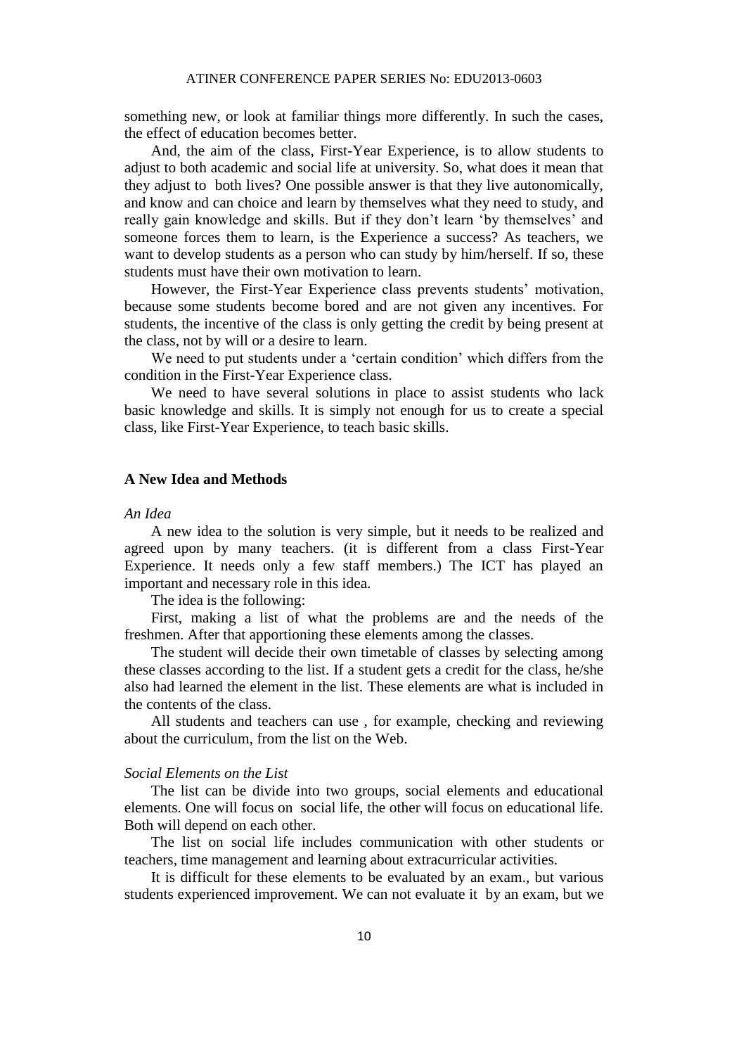something new, or look at familiar things more differently. In such the cases, the effect of education becomes better.

And, the aim of the class, First-Year Experience, is to allow students to adjust to both academic and social life at university. So, what does it mean that they adjust to both lives? One possible answer is that they live autonomically, and know and can choice and learn by themselves what they need to study, and really gain knowledge and skills. But if they don't learn 'by themselves' and someone forces them to learn, is the Experience a success? As teachers, we want to develop students as a person who can study by him/herself. If so, these students must have their own motivation to learn.

However, the First-Year Experience class prevents students' motivation, because some students become bored and are not given any incentives. For students, the incentive of the class is only getting the credit by being present at the class, not by will or a desire to learn.

We need to put students under a 'certain condition' which differs from the condition in the First-Year Experience class.

We need to have several solutions in place to assist students who lack basic knowledge and skills. It is simply not enough for us to create a special class, like First-Year Experience, to teach basic skills.

## A New Idea and Methods

*An Idea*

A new idea to the solution is very simple, but it needs to be realized and agreed upon by many teachers. (it is different from a class First-Year Experience. It needs only a few staff members.) The ICT has played an important and necessary role in this idea.

The idea is the following:

First, making a list of what the problems are and the needs of the freshmen. After that apportioning these elements among the classes.

The student will decide their own timetable of classes by selecting among these classes according to the list. If a student gets a credit for the class, he/she also had learned the element in the list. These elements are what is included in the contents of the class.

All students and teachers can use , for example, checking and reviewing about the curriculum, from the list on the Web.

*Social Elements on the List*

The list can be divide into two groups, social elements and educational elements. One will focus on social life, the other will focus on educational life. Both will depend on each other.

The list on social life includes communication with other students or teachers, time management and learning about extracurricular activities.

It is difficult for these elements to be evaluated by an exam., but various students experienced improvement. We can not evaluate it by an exam, but we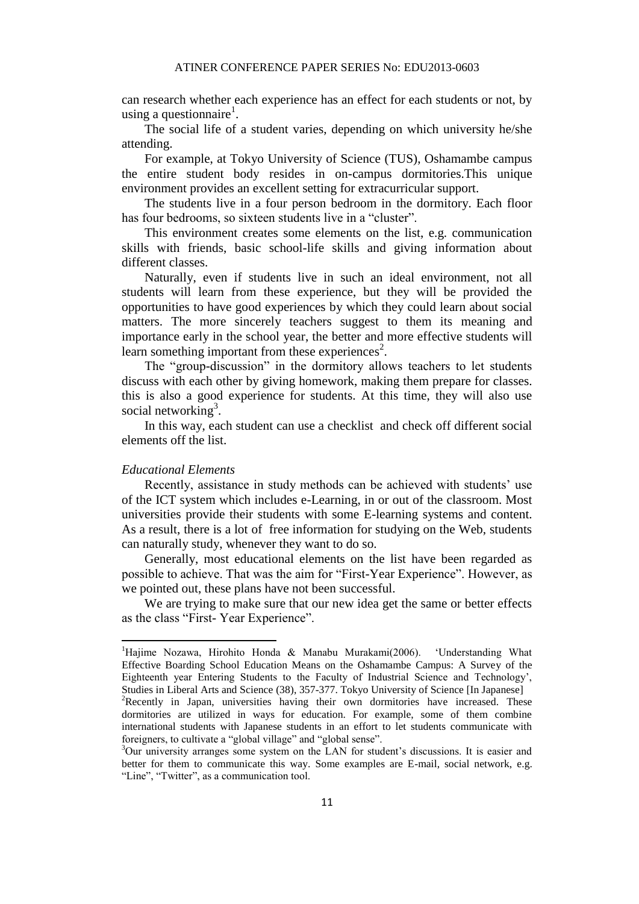can research whether each experience has an effect for each students or not, by using a questionnaire[1].

The social life of a student varies, depending on which university he/she attending.

For example, at Tokyo University of Science (TUS), Oshamambe campus the entire student body resides in on-campus dormitories.This unique environment provides an excellent setting for extracurricular support.

The students live in a four person bedroom in the dormitory. Each floor has four bedrooms, so sixteen students live in a "cluster".

This environment creates some elements on the list, e.g. communication skills with friends, basic school-life skills and giving information about different classes.

Naturally, even if students live in such an ideal environment, not all students will learn from these experience, but they will be provided the opportunities to have good experiences by which they could learn about social matters. The more sincerely teachers suggest to them its meaning and importance early in the school year, the better and more effective students will learn something important from these experiences[2].

The "group-discussion" in the dormitory allows teachers to let students discuss with each other by giving homework, making them prepare for classes. this is also a good experience for students. At this time, they will also use social networking[3].

In this way, each student can use a checklist and check off different social elements off the list.

*Educational Elements*

Recently, assistance in study methods can be achieved with students' use of the ICT system which includes e-Learning, in or out of the classroom. Most universities provide their students with some E-learning systems and content. As a result, there is a lot of free information for studying on the Web, students can naturally study, whenever they want to do so.

Generally, most educational elements on the list have been regarded as possible to achieve. That was the aim for "First-Year Experience". However, as we pointed out, these plans have not been successful.

We are trying to make sure that our new idea get the same or better effects as the class "First- Year Experience".

---

[1]Hajime Nozawa, Hirohito Honda & Manabu Murakami(2006). 'Understanding What Effective Boarding School Education Means on the Oshamambe Campus: A Survey of the Eighteenth year Entering Students to the Faculty of Industrial Science and Technology', Studies in Liberal Arts and Science (38), 357-377. Tokyo University of Science [In Japanese]

[2]Recently in Japan, universities having their own dormitories have increased. These dormitories are utilized in ways for education. For example, some of them combine international students with Japanese students in an effort to let students communicate with foreigners, to cultivate a "global village" and "global sense".

[3]Our university arranges some system on the LAN for student's discussions. It is easier and better for them to communicate this way. Some examples are E-mail, social network, e.g. "Line", "Twitter", as a communication tool.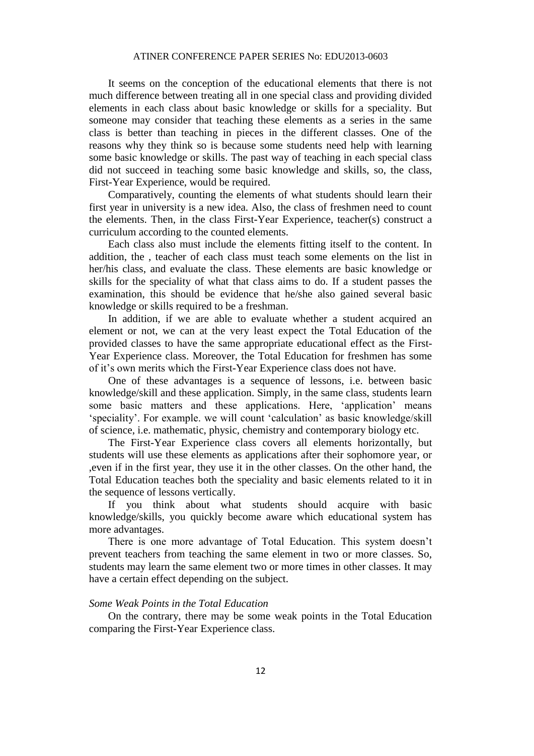It seems on the conception of the educational elements that there is not much difference between treating all in one special class and providing divided elements in each class about basic knowledge or skills for a speciality. But someone may consider that teaching these elements as a series in the same class is better than teaching in pieces in the different classes. One of the reasons why they think so is because some students need help with learning some basic knowledge or skills. The past way of teaching in each special class did not succeed in teaching some basic knowledge and skills, so, the class, First-Year Experience, would be required.

Comparatively, counting the elements of what students should learn their first year in university is a new idea. Also, the class of freshmen need to count the elements. Then, in the class First-Year Experience, teacher(s) construct a curriculum according to the counted elements.

Each class also must include the elements fitting itself to the content. In addition, the , teacher of each class must teach some elements on the list in her/his class, and evaluate the class. These elements are basic knowledge or skills for the speciality of what that class aims to do. If a student passes the examination, this should be evidence that he/she also gained several basic knowledge or skills required to be a freshman.

In addition, if we are able to evaluate whether a student acquired an element or not, we can at the very least expect the Total Education of the provided classes to have the same appropriate educational effect as the First-Year Experience class. Moreover, the Total Education for freshmen has some of it's own merits which the First-Year Experience class does not have.

One of these advantages is a sequence of lessons, i.e. between basic knowledge/skill and these application. Simply, in the same class, students learn some basic matters and these applications. Here, 'application' means 'speciality'. For example. we will count 'calculation' as basic knowledge/skill of science, i.e. mathematic, physic, chemistry and contemporary biology etc.

The First-Year Experience class covers all elements horizontally, but students will use these elements as applications after their sophomore year, or ,even if in the first year, they use it in the other classes. On the other hand, the Total Education teaches both the speciality and basic elements related to it in the sequence of lessons vertically.

If you think about what students should acquire with basic knowledge/skills, you quickly become aware which educational system has more advantages.

There is one more advantage of Total Education. This system doesn't prevent teachers from teaching the same element in two or more classes. So, students may learn the same element two or more times in other classes. It may have a certain effect depending on the subject.

*Some Weak Points in the Total Education*

On the contrary, there may be some weak points in the Total Education comparing the First-Year Experience class.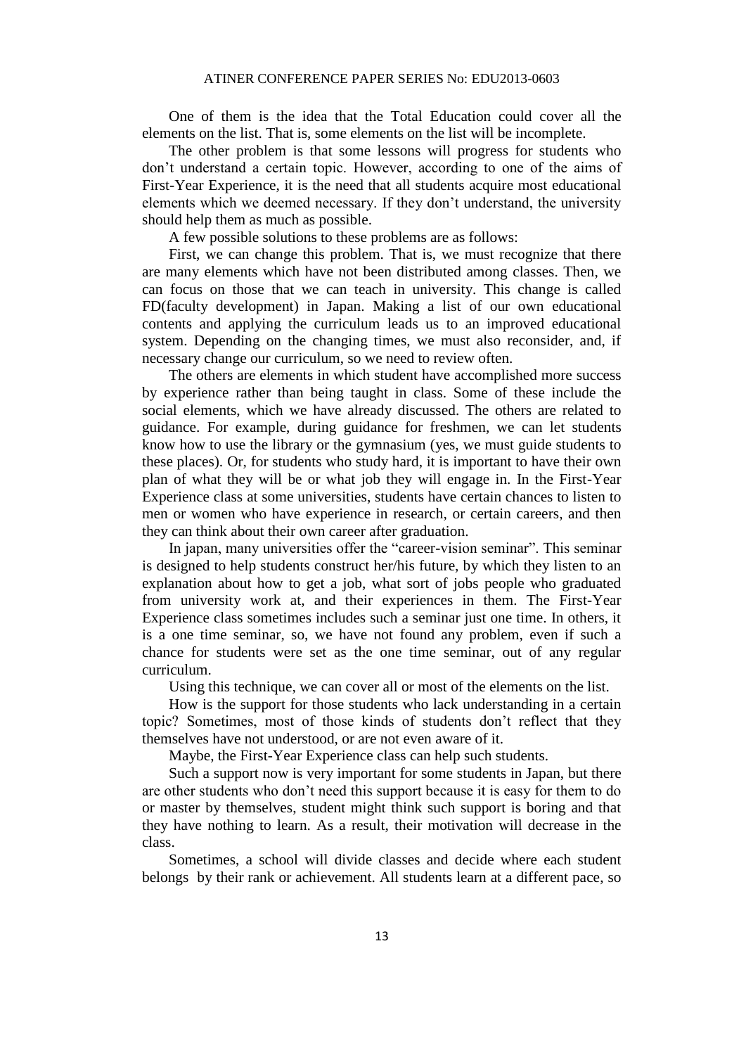One of them is the idea that the Total Education could cover all the elements on the list. That is, some elements on the list will be incomplete.

The other problem is that some lessons will progress for students who don't understand a certain topic. However, according to one of the aims of First-Year Experience, it is the need that all students acquire most educational elements which we deemed necessary. If they don't understand, the university should help them as much as possible.

A few possible solutions to these problems are as follows:

First, we can change this problem. That is, we must recognize that there are many elements which have not been distributed among classes. Then, we can focus on those that we can teach in university. This change is called FD(faculty development) in Japan. Making a list of our own educational contents and applying the curriculum leads us to an improved educational system. Depending on the changing times, we must also reconsider, and, if necessary change our curriculum, so we need to review often.

The others are elements in which student have accomplished more success by experience rather than being taught in class. Some of these include the social elements, which we have already discussed. The others are related to guidance. For example, during guidance for freshmen, we can let students know how to use the library or the gymnasium (yes, we must guide students to these places). Or, for students who study hard, it is important to have their own plan of what they will be or what job they will engage in. In the First-Year Experience class at some universities, students have certain chances to listen to men or women who have experience in research, or certain careers, and then they can think about their own career after graduation.

In japan, many universities offer the "career-vision seminar". This seminar is designed to help students construct her/his future, by which they listen to an explanation about how to get a job, what sort of jobs people who graduated from university work at, and their experiences in them. The First-Year Experience class sometimes includes such a seminar just one time. In others, it is a one time seminar, so, we have not found any problem, even if such a chance for students were set as the one time seminar, out of any regular curriculum.

Using this technique, we can cover all or most of the elements on the list.

How is the support for those students who lack understanding in a certain topic? Sometimes, most of those kinds of students don't reflect that they themselves have not understood, or are not even aware of it.

Maybe, the First-Year Experience class can help such students.

Such a support now is very important for some students in Japan, but there are other students who don't need this support because it is easy for them to do or master by themselves, student might think such support is boring and that they have nothing to learn. As a result, their motivation will decrease in the class.

Sometimes, a school will divide classes and decide where each student belongs by their rank or achievement. All students learn at a different pace, so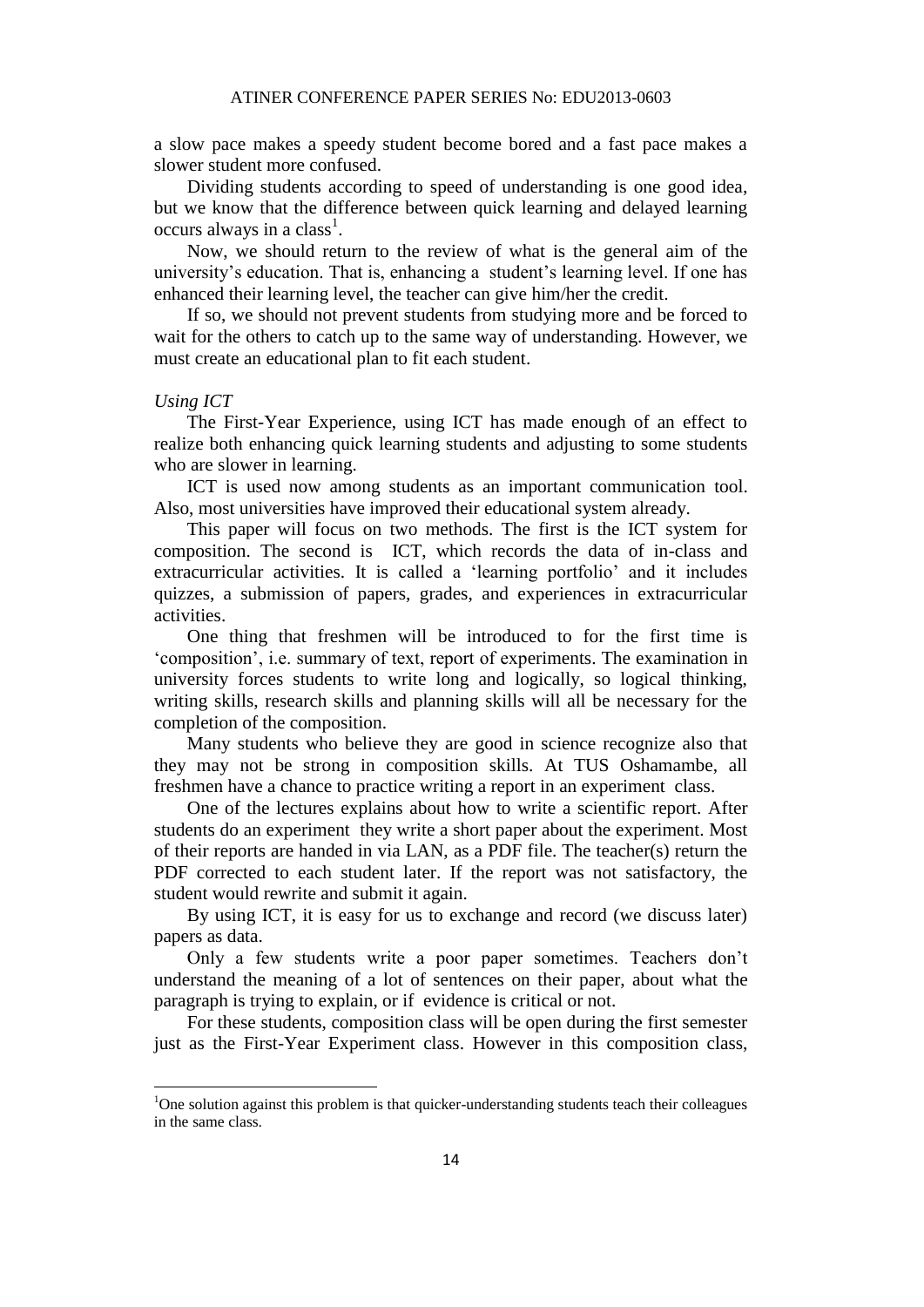a slow pace makes a speedy student become bored and a fast pace makes a slower student more confused.

Dividing students according to speed of understanding is one good idea, but we know that the difference between quick learning and delayed learning occurs always in a class[1].

Now, we should return to the review of what is the general aim of the university's education. That is, enhancing a student's learning level. If one has enhanced their learning level, the teacher can give him/her the credit.

If so, we should not prevent students from studying more and be forced to wait for the others to catch up to the same way of understanding. However, we must create an educational plan to fit each student.

*Using ICT*

The First-Year Experience, using ICT has made enough of an effect to realize both enhancing quick learning students and adjusting to some students who are slower in learning.

ICT is used now among students as an important communication tool. Also, most universities have improved their educational system already.

This paper will focus on two methods. The first is the ICT system for composition. The second is ICT, which records the data of in-class and extracurricular activities. It is called a 'learning portfolio' and it includes quizzes, a submission of papers, grades, and experiences in extracurricular activities.

One thing that freshmen will be introduced to for the first time is 'composition', i.e. summary of text, report of experiments. The examination in university forces students to write long and logically, so logical thinking, writing skills, research skills and planning skills will all be necessary for the completion of the composition.

Many students who believe they are good in science recognize also that they may not be strong in composition skills. At TUS Oshamambe, all freshmen have a chance to practice writing a report in an experiment class.

One of the lectures explains about how to write a scientific report. After students do an experiment they write a short paper about the experiment. Most of their reports are handed in via LAN, as a PDF file. The teacher(s) return the PDF corrected to each student later. If the report was not satisfactory, the student would rewrite and submit it again.

By using ICT, it is easy for us to exchange and record (we discuss later) papers as data.

Only a few students write a poor paper sometimes. Teachers don't understand the meaning of a lot of sentences on their paper, about what the paragraph is trying to explain, or if evidence is critical or not.

For these students, composition class will be open during the first semester just as the First-Year Experiment class. However in this composition class,

---

[1] One solution against this problem is that quicker-understanding students teach their colleagues in the same class.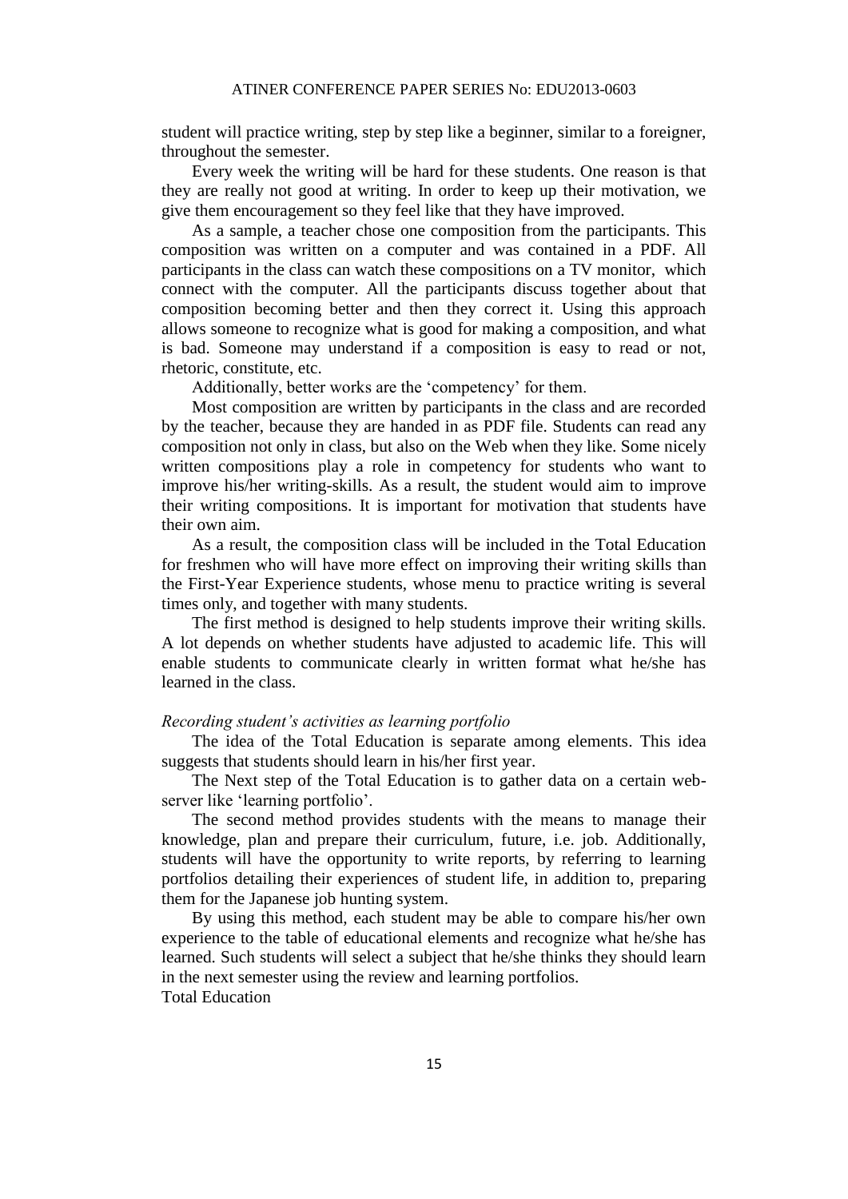student will practice writing, step by step like a beginner, similar to a foreigner, throughout the semester.

Every week the writing will be hard for these students. One reason is that they are really not good at writing. In order to keep up their motivation, we give them encouragement so they feel like that they have improved.

As a sample, a teacher chose one composition from the participants. This composition was written on a computer and was contained in a PDF. All participants in the class can watch these compositions on a TV monitor, which connect with the computer. All the participants discuss together about that composition becoming better and then they correct it. Using this approach allows someone to recognize what is good for making a composition, and what is bad. Someone may understand if a composition is easy to read or not, rhetoric, constitute, etc.

Additionally, better works are the 'competency' for them.

Most composition are written by participants in the class and are recorded by the teacher, because they are handed in as PDF file. Students can read any composition not only in class, but also on the Web when they like. Some nicely written compositions play a role in competency for students who want to improve his/her writing-skills. As a result, the student would aim to improve their writing compositions. It is important for motivation that students have their own aim.

As a result, the composition class will be included in the Total Education for freshmen who will have more effect on improving their writing skills than the First-Year Experience students, whose menu to practice writing is several times only, and together with many students.

The first method is designed to help students improve their writing skills. A lot depends on whether students have adjusted to academic life. This will enable students to communicate clearly in written format what he/she has learned in the class.

*Recording student's activities as learning portfolio*

The idea of the Total Education is separate among elements. This idea suggests that students should learn in his/her first year.

The Next step of the Total Education is to gather data on a certain web-server like 'learning portfolio'.

The second method provides students with the means to manage their knowledge, plan and prepare their curriculum, future, i.e. job. Additionally, students will have the opportunity to write reports, by referring to learning portfolios detailing their experiences of student life, in addition to, preparing them for the Japanese job hunting system.

By using this method, each student may be able to compare his/her own experience to the table of educational elements and recognize what he/she has learned. Such students will select a subject that he/she thinks they should learn in the next semester using the review and learning portfolios.

Total Education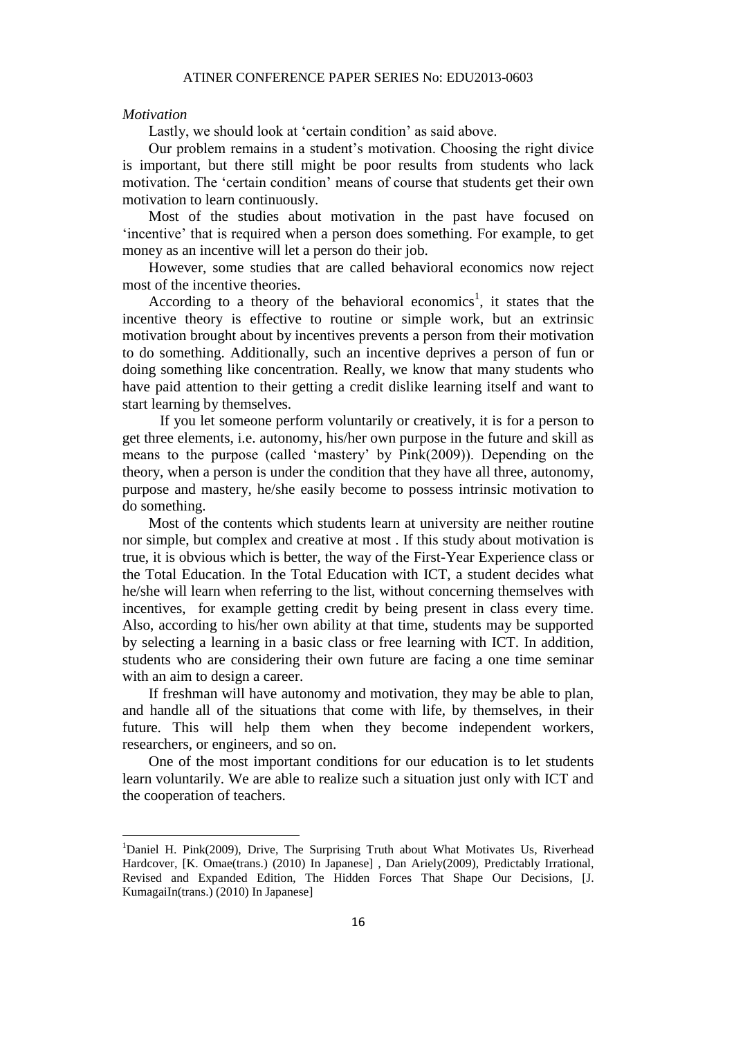*Motivation*

Lastly, we should look at 'certain condition' as said above.

Our problem remains in a student's motivation. Choosing the right divice is important, but there still might be poor results from students who lack motivation. The 'certain condition' means of course that students get their own motivation to learn continuously.

Most of the studies about motivation in the past have focused on 'incentive' that is required when a person does something. For example, to get money as an incentive will let a person do their job.

However, some studies that are called behavioral economics now reject most of the incentive theories.

According to a theory of the behavioral economics[1], it states that the incentive theory is effective to routine or simple work, but an extrinsic motivation brought about by incentives prevents a person from their motivation to do something. Additionally, such an incentive deprives a person of fun or doing something like concentration. Really, we know that many students who have paid attention to their getting a credit dislike learning itself and want to start learning by themselves.

If you let someone perform voluntarily or creatively, it is for a person to get three elements, i.e. autonomy, his/her own purpose in the future and skill as means to the purpose (called 'mastery' by Pink(2009)). Depending on the theory, when a person is under the condition that they have all three, autonomy, purpose and mastery, he/she easily become to possess intrinsic motivation to do something.

Most of the contents which students learn at university are neither routine nor simple, but complex and creative at most . If this study about motivation is true, it is obvious which is better, the way of the First-Year Experience class or the Total Education. In the Total Education with ICT, a student decides what he/she will learn when referring to the list, without concerning themselves with incentives, for example getting credit by being present in class every time. Also, according to his/her own ability at that time, students may be supported by selecting a learning in a basic class or free learning with ICT. In addition, students who are considering their own future are facing a one time seminar with an aim to design a career.

If freshman will have autonomy and motivation, they may be able to plan, and handle all of the situations that come with life, by themselves, in their future. This will help them when they become independent workers, researchers, or engineers, and so on.

One of the most important conditions for our education is to let students learn voluntarily. We are able to realize such a situation just only with ICT and the cooperation of teachers.

---

[1] Daniel H. Pink(2009), Drive, The Surprising Truth about What Motivates Us, Riverhead Hardcover, [K. Omae(trans.) (2010) In Japanese] , Dan Ariely(2009), Predictably Irrational, Revised and Expanded Edition, The Hidden Forces That Shape Our Decisions, [J. KumagaiIn(trans.) (2010) In Japanese]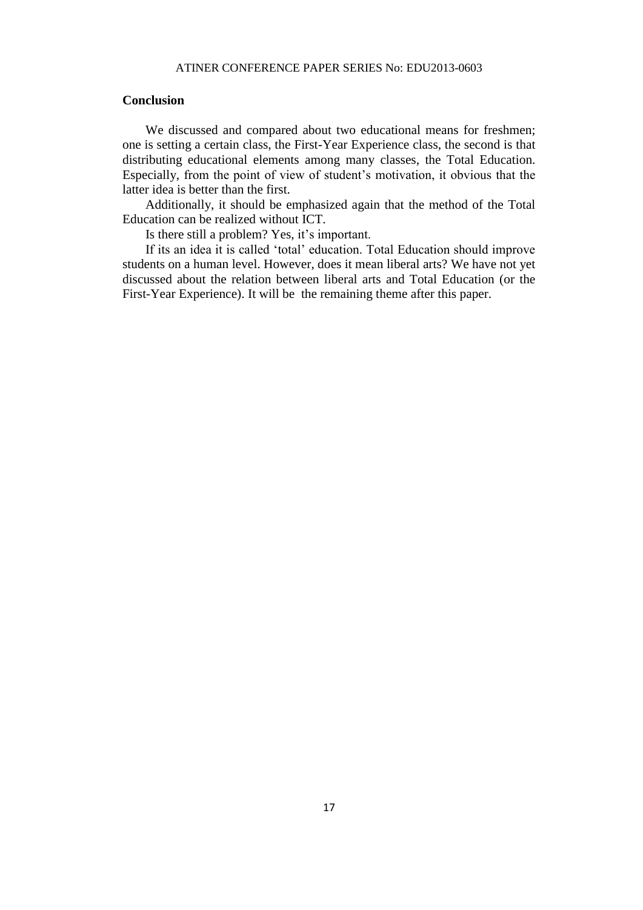## Conclusion

We discussed and compared about two educational means for freshmen; one is setting a certain class, the First-Year Experience class, the second is that distributing educational elements among many classes, the Total Education. Especially, from the point of view of student's motivation, it obvious that the latter idea is better than the first.

Additionally, it should be emphasized again that the method of the Total Education can be realized without ICT.

Is there still a problem? Yes, it's important.

If its an idea it is called 'total' education. Total Education should improve students on a human level. However, does it mean liberal arts? We have not yet discussed about the relation between liberal arts and Total Education (or the First-Year Experience). It will be the remaining theme after this paper.